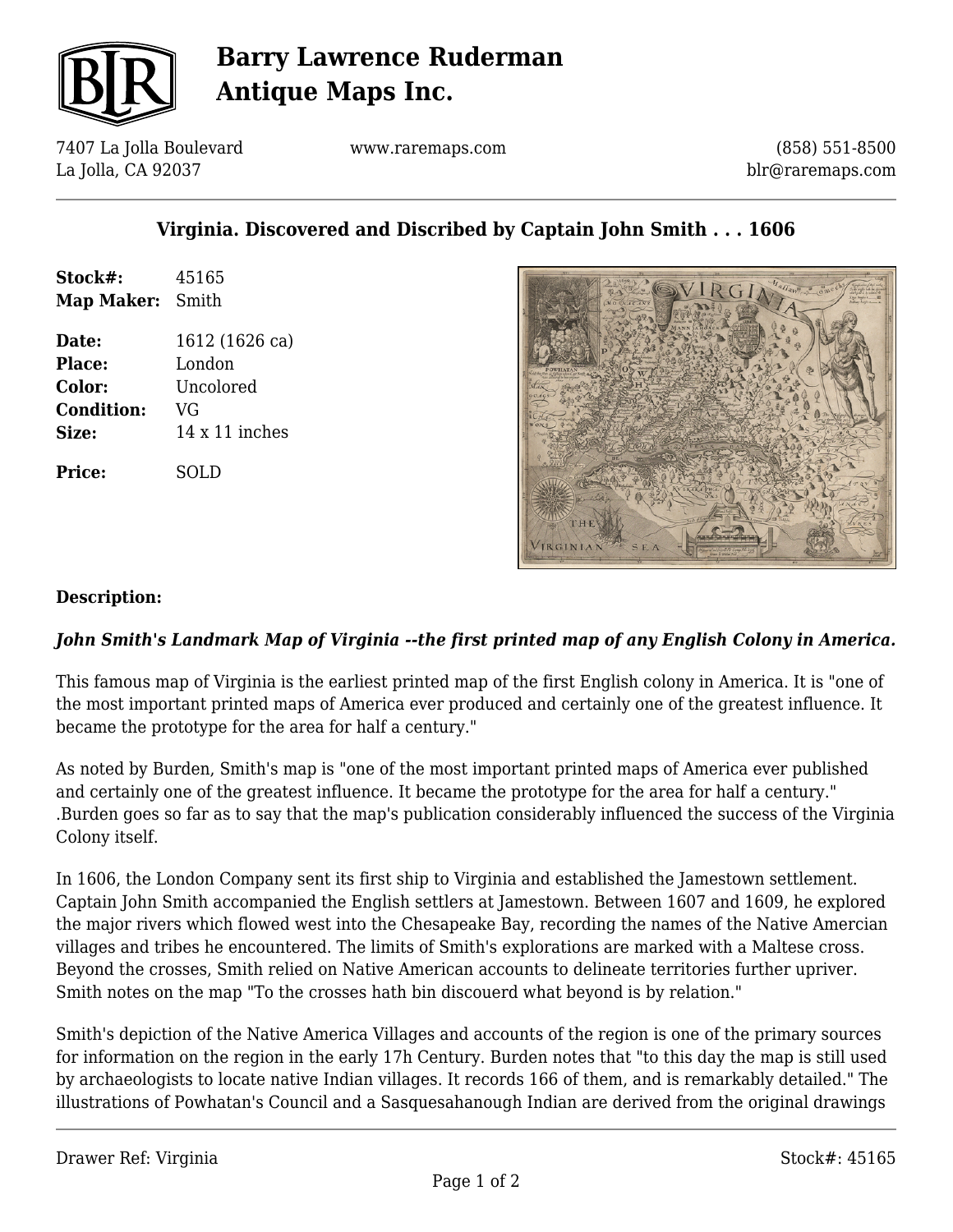# Barry Lawrence Ruderman Antique Maps Inc.

7407 La Jolla Boulevard
La Jolla, CA 92037

www.raremaps.com

(858) 551-8500
blr@raremaps.com

## Virginia. Discovered and Discribed by Captain John Smith . . . 1606

**Stock#:** 45165
**Map Maker:** Smith

**Date:** 1612 (1626 ca)
**Place:** London
**Color:** Uncolored
**Condition:** VG
**Size:** 14 x 11 inches

**Price:** SOLD

### Description:

***John Smith's Landmark Map of Virginia --the first printed map of any English Colony in America.***

This famous map of Virginia is the earliest printed map of the first English colony in America. It is "one of the most important printed maps of America ever produced and certainly one of the greatest influence. It became the prototype for the area for half a century."

As noted by Burden, Smith's map is "one of the most important printed maps of America ever published and certainly one of the greatest influence. It became the prototype for the area for half a century." .Burden goes so far as to say that the map's publication considerably influenced the success of the Virginia Colony itself.

In 1606, the London Company sent its first ship to Virginia and established the Jamestown settlement. Captain John Smith accompanied the English settlers at Jamestown. Between 1607 and 1609, he explored the major rivers which flowed west into the Chesapeake Bay, recording the names of the Native Amercian villages and tribes he encountered. The limits of Smith's explorations are marked with a Maltese cross. Beyond the crosses, Smith relied on Native American accounts to delineate territories further upriver. Smith notes on the map "To the crosses hath bin discouerd what beyond is by relation."

Smith's depiction of the Native America Villages and accounts of the region is one of the primary sources for information on the region in the early 17h Century. Burden notes that "to this day the map is still used by archaeologists to locate native Indian villages. It records 166 of them, and is remarkably detailed." The illustrations of Powhatan's Council and a Sasquesahanough Indian are derived from the original drawings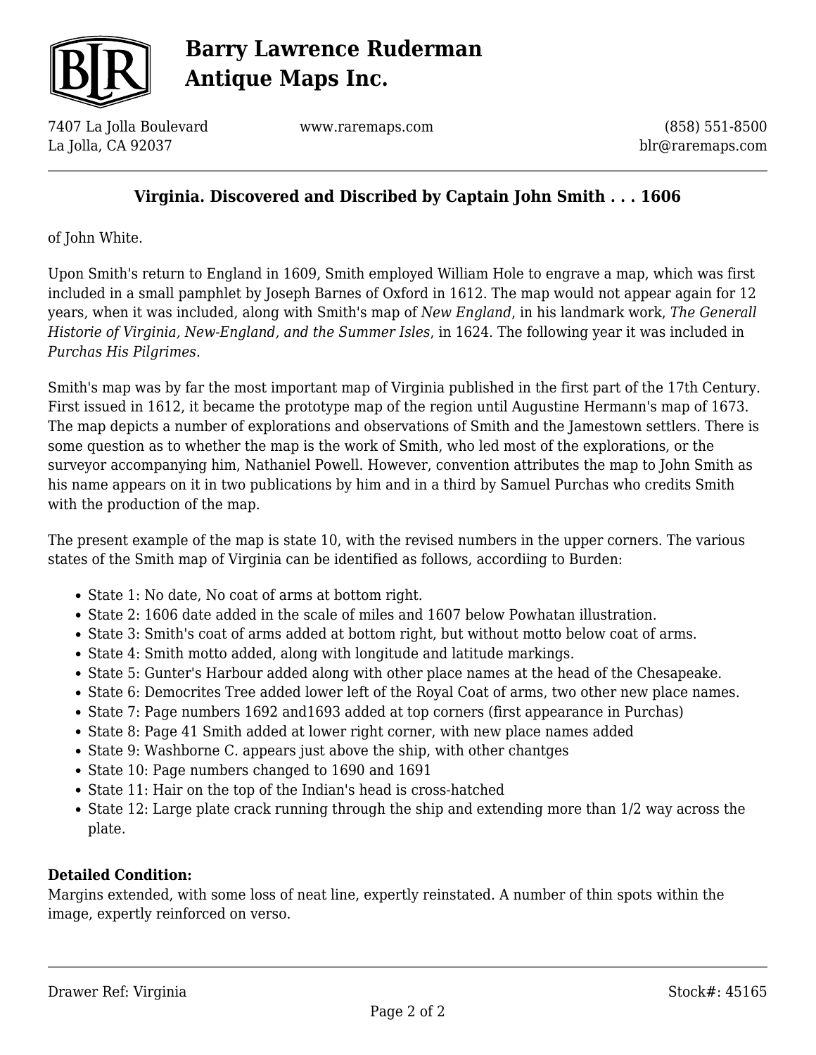## Virginia. Discovered and Discribed by Captain John Smith . . . 1606

of John White.

Upon Smith's return to England in 1609, Smith employed William Hole to engrave a map, which was first included in a small pamphlet by Joseph Barnes of Oxford in 1612. The map would not appear again for 12 years, when it was included, along with Smith's map of *New England*, in his landmark work, *The Generall Historie of Virginia, New-England, and the Summer Isles*, in 1624. The following year it was included in *Purchas His Pilgrimes*.

Smith's map was by far the most important map of Virginia published in the first part of the 17th Century. First issued in 1612, it became the prototype map of the region until Augustine Hermann's map of 1673. The map depicts a number of explorations and observations of Smith and the Jamestown settlers. There is some question as to whether the map is the work of Smith, who led most of the explorations, or the surveyor accompanying him, Nathaniel Powell. However, convention attributes the map to John Smith as his name appears on it in two publications by him and in a third by Samuel Purchas who credits Smith with the production of the map.

The present example of the map is state 10, with the revised numbers in the upper corners. The various states of the Smith map of Virginia can be identified as follows, accordiing to Burden:

- State 1: No date, No coat of arms at bottom right.
- State 2: 1606 date added in the scale of miles and 1607 below Powhatan illustration.
- State 3: Smith's coat of arms added at bottom right, but without motto below coat of arms.
- State 4: Smith motto added, along with longitude and latitude markings.
- State 5: Gunter's Harbour added along with other place names at the head of the Chesapeake.
- State 6: Democrites Tree added lower left of the Royal Coat of arms, two other new place names.
- State 7: Page numbers 1692 and1693 added at top corners (first appearance in Purchas)
- State 8: Page 41 Smith added at lower right corner, with new place names added
- State 9: Washborne C. appears just above the ship, with other chantges
- State 10: Page numbers changed to 1690 and 1691
- State 11: Hair on the top of the Indian's head is cross-hatched
- State 12: Large plate crack running through the ship and extending more than 1/2 way across the plate.

**Detailed Condition:**
Margins extended, with some loss of neat line, expertly reinstated. A number of thin spots within the image, expertly reinforced on verso.

Drawer Ref: Virginia

Stock#: 45165